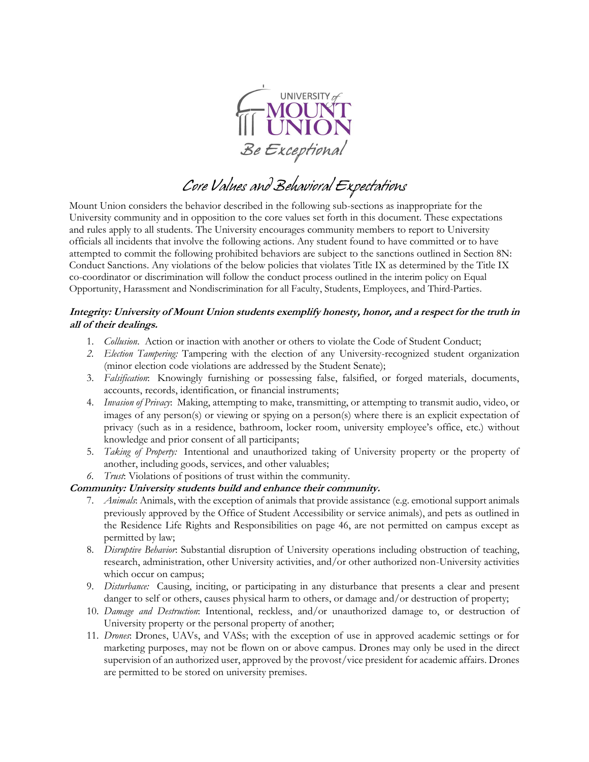UNIVERSITY of MOUNT UNION

Be Exceptional

# Core Values and Behavioral Expectations

Mount Union considers the behavior described in the following sub-sections as inappropriate for the University community and in opposition to the core values set forth in this document. These expectations and rules apply to all students. The University encourages community members to report to University officials all incidents that involve the following actions. Any student found to have committed or to have attempted to commit the following prohibited behaviors are subject to the sanctions outlined in Section 8N: Conduct Sanctions. Any violations of the below policies that violates Title IX as determined by the Title IX co-coordinator or discrimination will follow the conduct process outlined in the interim policy on Equal Opportunity, Harassment and Nondiscrimination for all Faculty, Students, Employees, and Third-Parties.

***Integrity: University of Mount Union students exemplify honesty, honor, and a respect for the truth in all of their dealings.***

1. *Collusion*. Action or inaction with another or others to violate the Code of Student Conduct;
2. *Election Tampering:* Tampering with the election of any University-recognized student organization (minor election code violations are addressed by the Student Senate);
3. *Falsification*: Knowingly furnishing or possessing false, falsified, or forged materials, documents, accounts, records, identification, or financial instruments;
4. *Invasion of Privacy*: Making, attempting to make, transmitting, or attempting to transmit audio, video, or images of any person(s) or viewing or spying on a person(s) where there is an explicit expectation of privacy (such as in a residence, bathroom, locker room, university employee's office, etc.) without knowledge and prior consent of all participants;
5. *Taking of Property:* Intentional and unauthorized taking of University property or the property of another, including goods, services, and other valuables;
6. *Trust*: Violations of positions of trust within the community.

***Community: University students build and enhance their community.***

7. *Animals*: Animals, with the exception of animals that provide assistance (e.g. emotional support animals previously approved by the Office of Student Accessibility or service animals), and pets as outlined in the Residence Life Rights and Responsibilities on page 46, are not permitted on campus except as permitted by law;
8. *Disruptive Behavior*: Substantial disruption of University operations including obstruction of teaching, research, administration, other University activities, and/or other authorized non-University activities which occur on campus;
9. *Disturbance:* Causing, inciting, or participating in any disturbance that presents a clear and present danger to self or others, causes physical harm to others, or damage and/or destruction of property;
10. *Damage and Destruction*: Intentional, reckless, and/or unauthorized damage to, or destruction of University property or the personal property of another;
11. *Drones*: Drones, UAVs, and VASs; with the exception of use in approved academic settings or for marketing purposes, may not be flown on or above campus. Drones may only be used in the direct supervision of an authorized user, approved by the provost/vice president for academic affairs. Drones are permitted to be stored on university premises.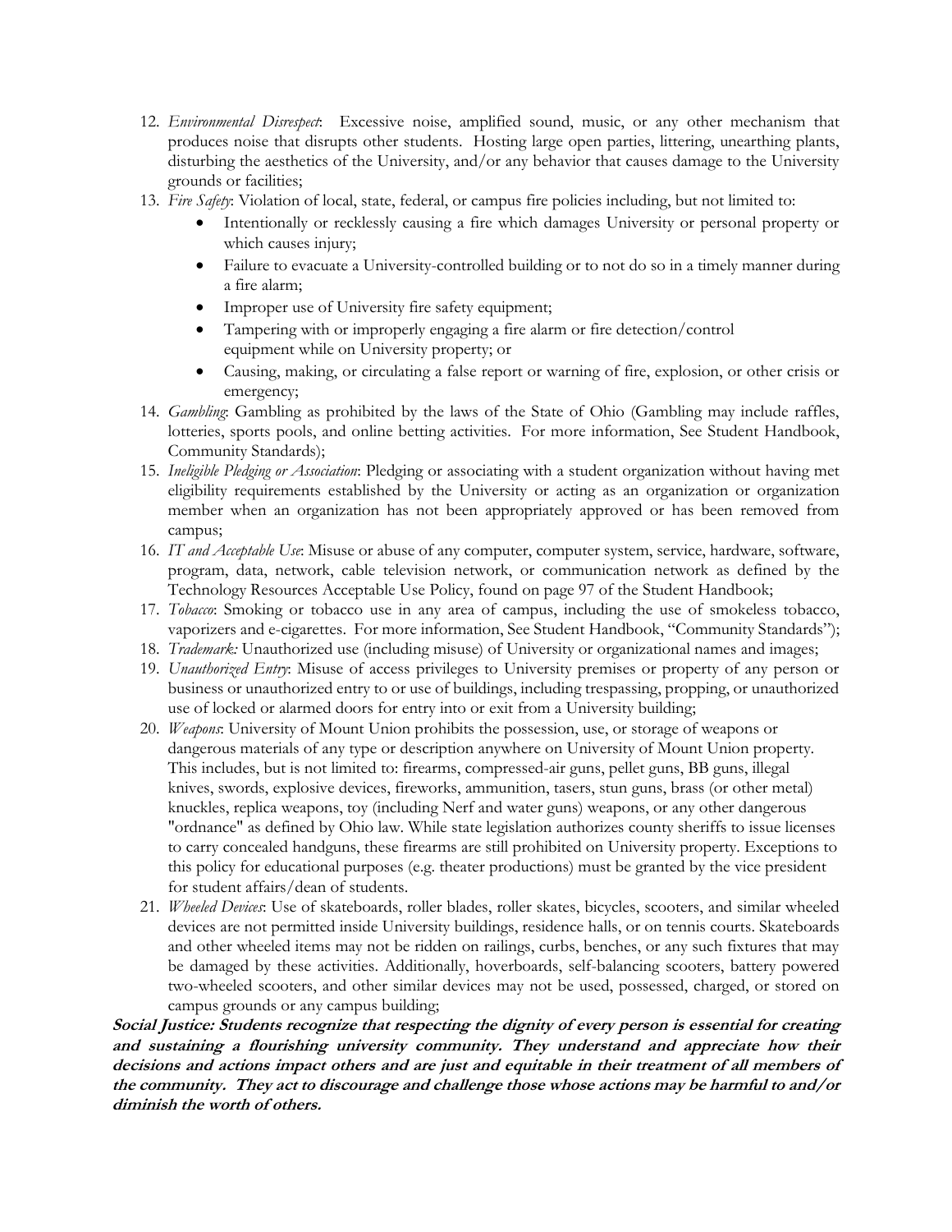12. *Environmental Disrespect*: Excessive noise, amplified sound, music, or any other mechanism that produces noise that disrupts other students. Hosting large open parties, littering, unearthing plants, disturbing the aesthetics of the University, and/or any behavior that causes damage to the University grounds or facilities;
13. *Fire Safety*: Violation of local, state, federal, or campus fire policies including, but not limited to:
    - Intentionally or recklessly causing a fire which damages University or personal property or which causes injury;
    - Failure to evacuate a University-controlled building or to not do so in a timely manner during a fire alarm;
    - Improper use of University fire safety equipment;
    - Tampering with or improperly engaging a fire alarm or fire detection/control equipment while on University property; or
    - Causing, making, or circulating a false report or warning of fire, explosion, or other crisis or emergency;
14. *Gambling*: Gambling as prohibited by the laws of the State of Ohio (Gambling may include raffles, lotteries, sports pools, and online betting activities. For more information, See Student Handbook, Community Standards);
15. *Ineligible Pledging or Association*: Pledging or associating with a student organization without having met eligibility requirements established by the University or acting as an organization or organization member when an organization has not been appropriately approved or has been removed from campus;
16. *IT and Acceptable Use*: Misuse or abuse of any computer, computer system, service, hardware, software, program, data, network, cable television network, or communication network as defined by the Technology Resources Acceptable Use Policy, found on page 97 of the Student Handbook;
17. *Tobacco*: Smoking or tobacco use in any area of campus, including the use of smokeless tobacco, vaporizers and e-cigarettes. For more information, See Student Handbook, "Community Standards");
18. *Trademark:* Unauthorized use (including misuse) of University or organizational names and images;
19. *Unauthorized Entry*: Misuse of access privileges to University premises or property of any person or business or unauthorized entry to or use of buildings, including trespassing, propping, or unauthorized use of locked or alarmed doors for entry into or exit from a University building;
20. *Weapons*: University of Mount Union prohibits the possession, use, or storage of weapons or dangerous materials of any type or description anywhere on University of Mount Union property. This includes, but is not limited to: firearms, compressed-air guns, pellet guns, BB guns, illegal knives, swords, explosive devices, fireworks, ammunition, tasers, stun guns, brass (or other metal) knuckles, replica weapons, toy (including Nerf and water guns) weapons, or any other dangerous "ordnance" as defined by Ohio law. While state legislation authorizes county sheriffs to issue licenses to carry concealed handguns, these firearms are still prohibited on University property. Exceptions to this policy for educational purposes (e.g. theater productions) must be granted by the vice president for student affairs/dean of students.
21. *Wheeled Devices*: Use of skateboards, roller blades, roller skates, bicycles, scooters, and similar wheeled devices are not permitted inside University buildings, residence halls, or on tennis courts. Skateboards and other wheeled items may not be ridden on railings, curbs, benches, or any such fixtures that may be damaged by these activities. Additionally, hoverboards, self-balancing scooters, battery powered two-wheeled scooters, and other similar devices may not be used, possessed, charged, or stored on campus grounds or any campus building;

***Social Justice: Students recognize that respecting the dignity of every person is essential for creating and sustaining a flourishing university community. They understand and appreciate how their decisions and actions impact others and are just and equitable in their treatment of all members of the community. They act to discourage and challenge those whose actions may be harmful to and/or diminish the worth of others.***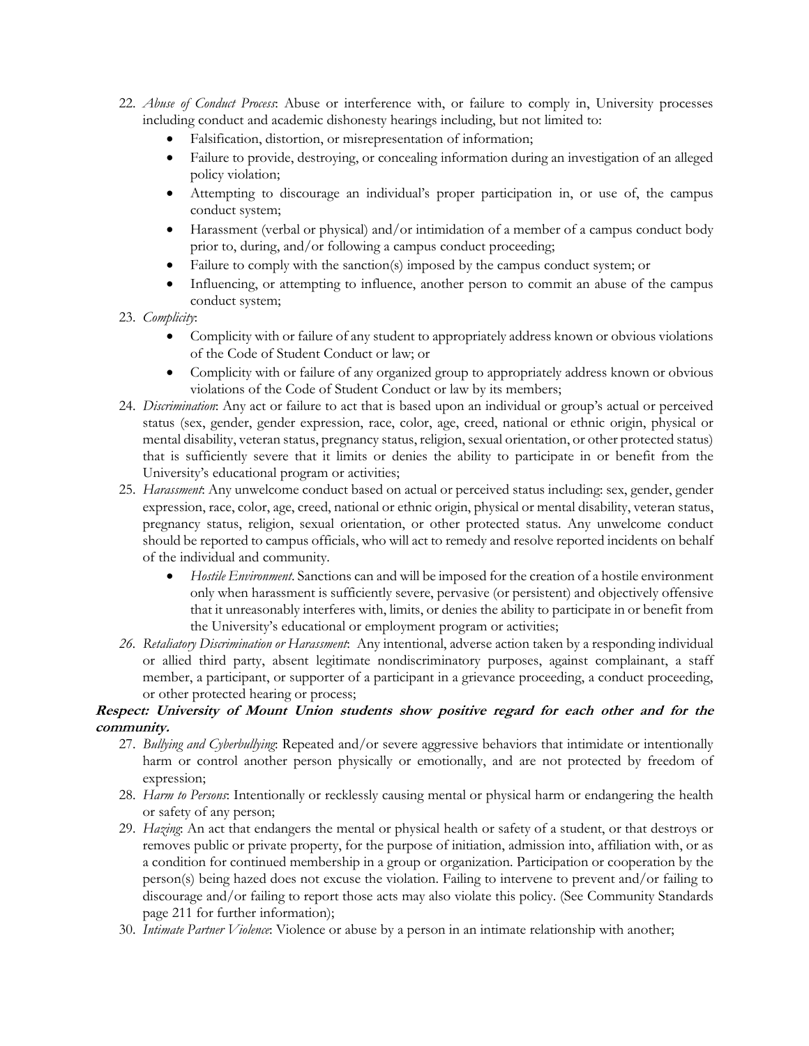22. *Abuse of Conduct Process*: Abuse or interference with, or failure to comply in, University processes including conduct and academic dishonesty hearings including, but not limited to:
    - Falsification, distortion, or misrepresentation of information;
    - Failure to provide, destroying, or concealing information during an investigation of an alleged policy violation;
    - Attempting to discourage an individual's proper participation in, or use of, the campus conduct system;
    - Harassment (verbal or physical) and/or intimidation of a member of a campus conduct body prior to, during, and/or following a campus conduct proceeding;
    - Failure to comply with the sanction(s) imposed by the campus conduct system; or
    - Influencing, or attempting to influence, another person to commit an abuse of the campus conduct system;
23. *Complicity*:
    - Complicity with or failure of any student to appropriately address known or obvious violations of the Code of Student Conduct or law; or
    - Complicity with or failure of any organized group to appropriately address known or obvious violations of the Code of Student Conduct or law by its members;
24. *Discrimination*: Any act or failure to act that is based upon an individual or group's actual or perceived status (sex, gender, gender expression, race, color, age, creed, national or ethnic origin, physical or mental disability, veteran status, pregnancy status, religion, sexual orientation, or other protected status) that is sufficiently severe that it limits or denies the ability to participate in or benefit from the University's educational program or activities;
25. *Harassment*: Any unwelcome conduct based on actual or perceived status including: sex, gender, gender expression, race, color, age, creed, national or ethnic origin, physical or mental disability, veteran status, pregnancy status, religion, sexual orientation, or other protected status. Any unwelcome conduct should be reported to campus officials, who will act to remedy and resolve reported incidents on behalf of the individual and community.
    - *Hostile Environment*. Sanctions can and will be imposed for the creation of a hostile environment only when harassment is sufficiently severe, pervasive (or persistent) and objectively offensive that it unreasonably interferes with, limits, or denies the ability to participate in or benefit from the University's educational or employment program or activities;
26. *Retaliatory Discrimination or Harassment*: Any intentional, adverse action taken by a responding individual or allied third party, absent legitimate nondiscriminatory purposes, against complainant, a staff member, a participant, or supporter of a participant in a grievance proceeding, a conduct proceeding, or other protected hearing or process;

**Respect: University of Mount Union students show positive regard for each other and for the community.**

27. *Bullying and Cyberbullying*: Repeated and/or severe aggressive behaviors that intimidate or intentionally harm or control another person physically or emotionally, and are not protected by freedom of expression;
28. *Harm to Persons*: Intentionally or recklessly causing mental or physical harm or endangering the health or safety of any person;
29. *Hazing*: An act that endangers the mental or physical health or safety of a student, or that destroys or removes public or private property, for the purpose of initiation, admission into, affiliation with, or as a condition for continued membership in a group or organization. Participation or cooperation by the person(s) being hazed does not excuse the violation. Failing to intervene to prevent and/or failing to discourage and/or failing to report those acts may also violate this policy. (See Community Standards page 211 for further information);
30. *Intimate Partner Violence*: Violence or abuse by a person in an intimate relationship with another;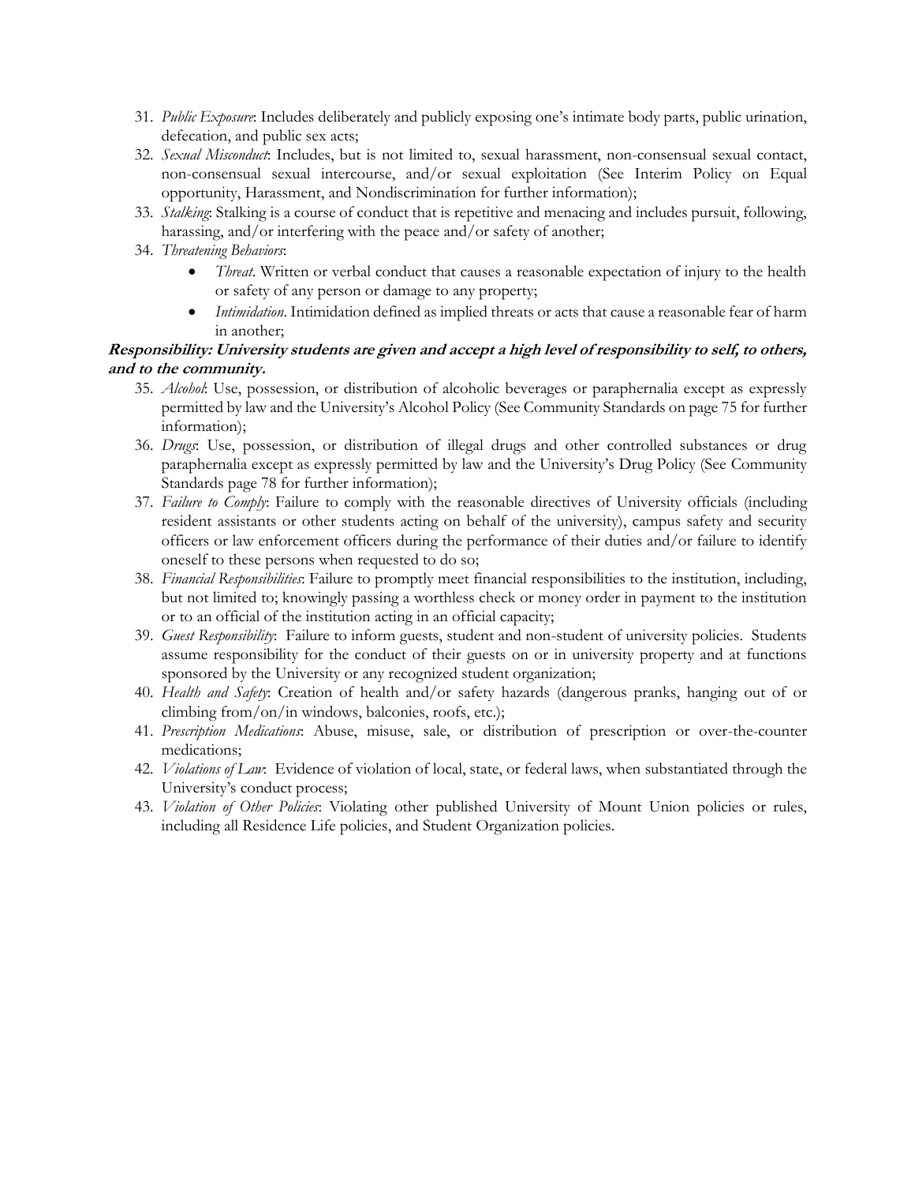31. *Public Exposure*: Includes deliberately and publicly exposing one's intimate body parts, public urination, defecation, and public sex acts;
32. *Sexual Misconduct*: Includes, but is not limited to, sexual harassment, non-consensual sexual contact, non-consensual sexual intercourse, and/or sexual exploitation (See Interim Policy on Equal opportunity, Harassment, and Nondiscrimination for further information);
33. *Stalking*: Stalking is a course of conduct that is repetitive and menacing and includes pursuit, following, harassing, and/or interfering with the peace and/or safety of another;
34. *Threatening Behaviors*:
    - *Threat*. Written or verbal conduct that causes a reasonable expectation of injury to the health or safety of any person or damage to any property;
    - *Intimidation*. Intimidation defined as implied threats or acts that cause a reasonable fear of harm in another;

***Responsibility: University students are given and accept a high level of responsibility to self, to others, and to the community.***

35. *Alcohol*: Use, possession, or distribution of alcoholic beverages or paraphernalia except as expressly permitted by law and the University's Alcohol Policy (See Community Standards on page 75 for further information);
36. *Drugs*: Use, possession, or distribution of illegal drugs and other controlled substances or drug paraphernalia except as expressly permitted by law and the University's Drug Policy (See Community Standards page 78 for further information);
37. *Failure to Comply*: Failure to comply with the reasonable directives of University officials (including resident assistants or other students acting on behalf of the university), campus safety and security officers or law enforcement officers during the performance of their duties and/or failure to identify oneself to these persons when requested to do so;
38. *Financial Responsibilities*: Failure to promptly meet financial responsibilities to the institution, including, but not limited to; knowingly passing a worthless check or money order in payment to the institution or to an official of the institution acting in an official capacity;
39. *Guest Responsibility*: Failure to inform guests, student and non-student of university policies. Students assume responsibility for the conduct of their guests on or in university property and at functions sponsored by the University or any recognized student organization;
40. *Health and Safety*: Creation of health and/or safety hazards (dangerous pranks, hanging out of or climbing from/on/in windows, balconies, roofs, etc.);
41. *Prescription Medications*: Abuse, misuse, sale, or distribution of prescription or over-the-counter medications;
42. *Violations of Law*: Evidence of violation of local, state, or federal laws, when substantiated through the University's conduct process;
43. *Violation of Other Policies*: Violating other published University of Mount Union policies or rules, including all Residence Life policies, and Student Organization policies.